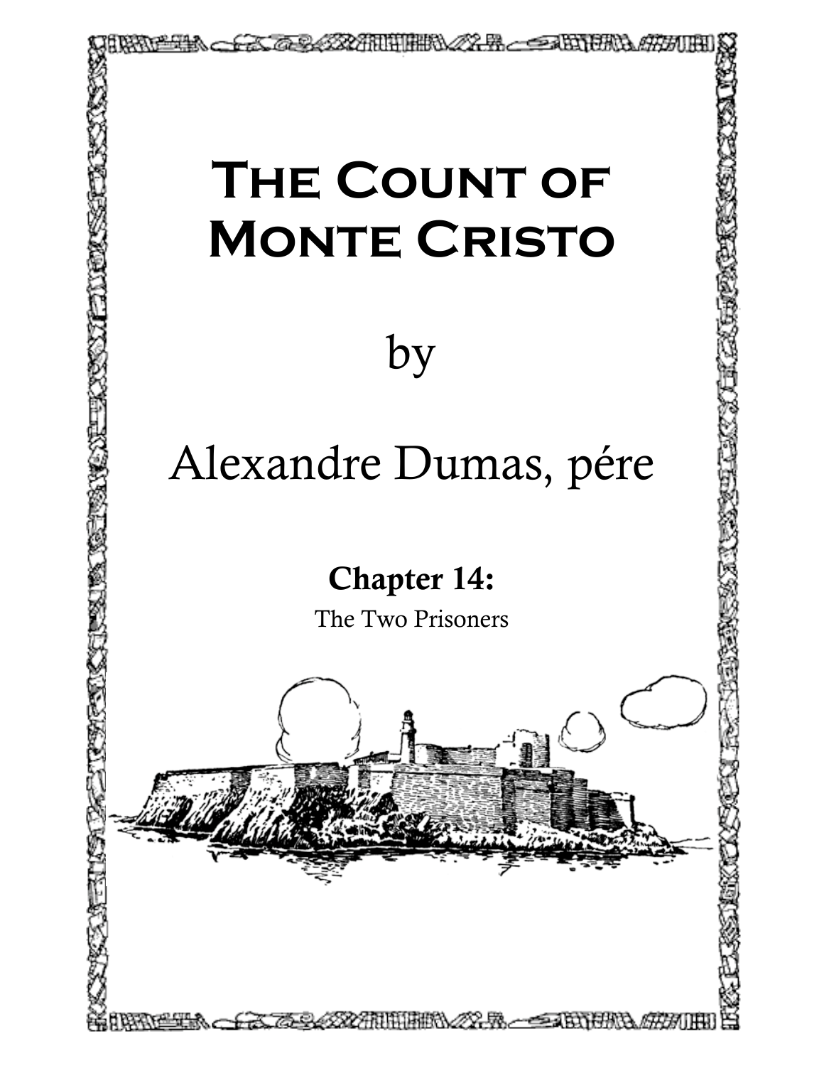# The Count of Monte Cristo

by

Alexandre Dumas, pére

## Chapter 14:

The Two Prisoners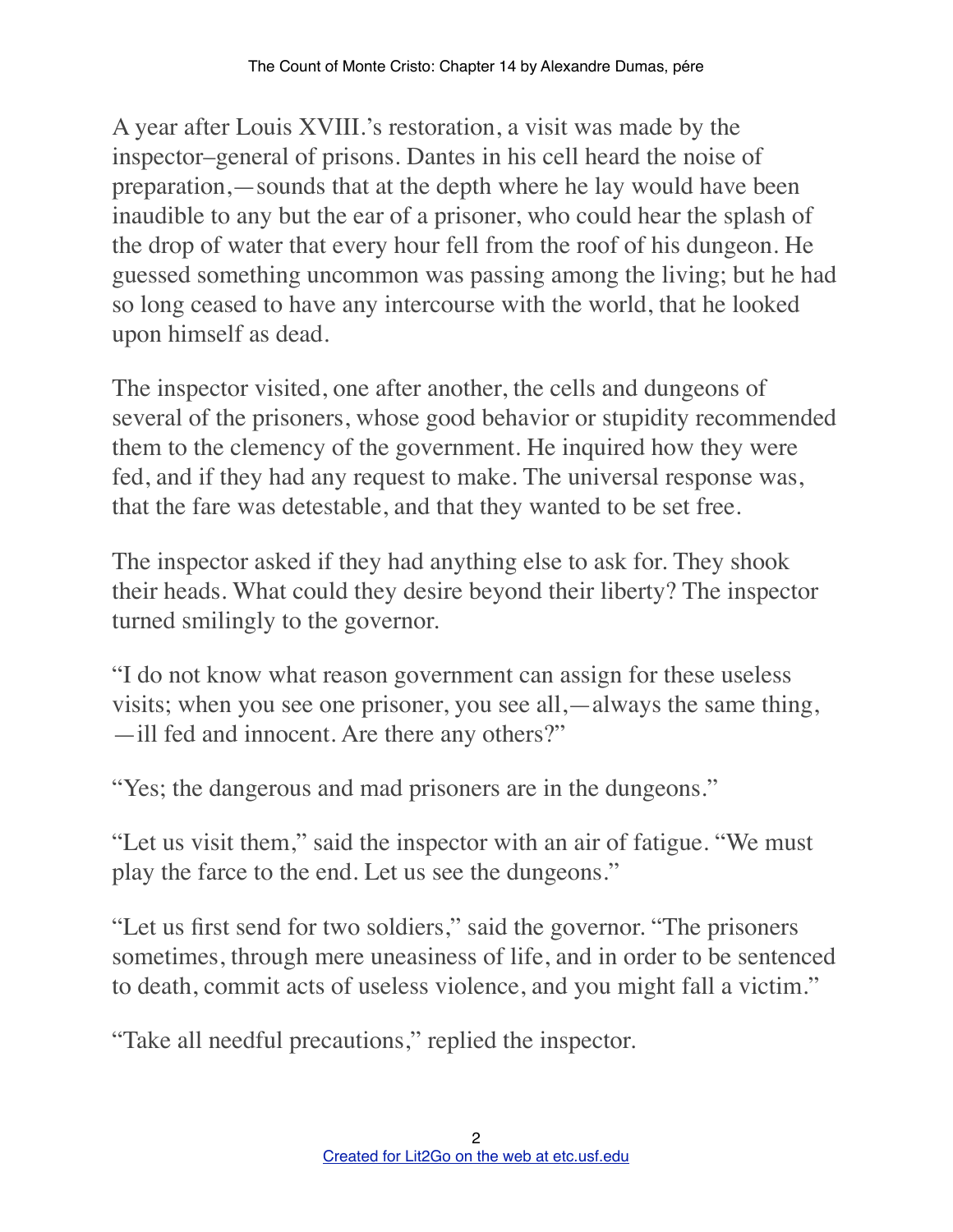A year after Louis XVIII.'s restoration, a visit was made by the inspector–general of prisons. Dantes in his cell heard the noise of preparation,—sounds that at the depth where he lay would have been inaudible to any but the ear of a prisoner, who could hear the splash of the drop of water that every hour fell from the roof of his dungeon. He guessed something uncommon was passing among the living; but he had so long ceased to have any intercourse with the world, that he looked upon himself as dead.

The inspector visited, one after another, the cells and dungeons of several of the prisoners, whose good behavior or stupidity recommended them to the clemency of the government. He inquired how they were fed, and if they had any request to make. The universal response was, that the fare was detestable, and that they wanted to be set free.

The inspector asked if they had anything else to ask for. They shook their heads. What could they desire beyond their liberty? The inspector turned smilingly to the governor.

"I do not know what reason government can assign for these useless visits; when you see one prisoner, you see all,—always the same thing,—ill fed and innocent. Are there any others?"

"Yes; the dangerous and mad prisoners are in the dungeons."

"Let us visit them," said the inspector with an air of fatigue. "We must play the farce to the end. Let us see the dungeons."

"Let us first send for two soldiers," said the governor. "The prisoners sometimes, through mere uneasiness of life, and in order to be sentenced to death, commit acts of useless violence, and you might fall a victim."

"Take all needful precautions," replied the inspector.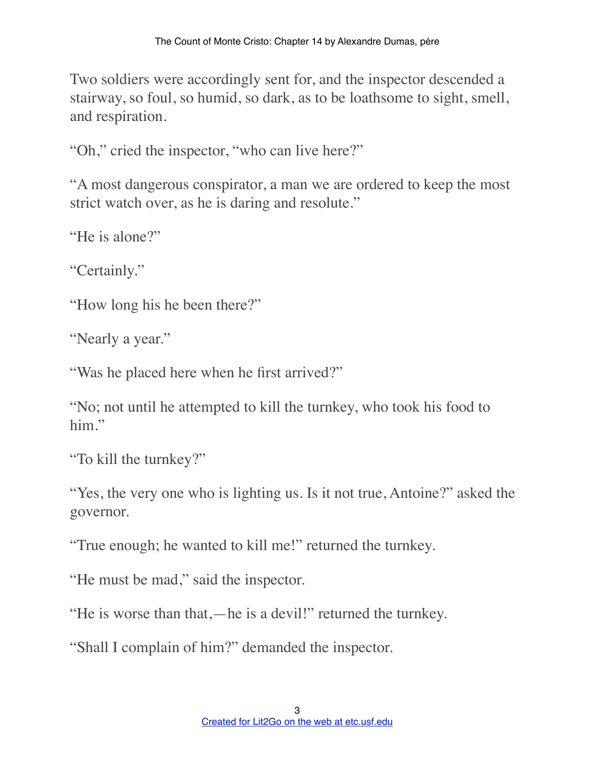Two soldiers were accordingly sent for, and the inspector descended a stairway, so foul, so humid, so dark, as to be loathsome to sight, smell, and respiration.

“Oh,” cried the inspector, “who can live here?”

“A most dangerous conspirator, a man we are ordered to keep the most strict watch over, as he is daring and resolute.”

“He is alone?”

“Certainly.”

“How long his he been there?”

“Nearly a year.”

“Was he placed here when he first arrived?”

“No; not until he attempted to kill the turnkey, who took his food to him.”

“To kill the turnkey?”

“Yes, the very one who is lighting us. Is it not true, Antoine?” asked the governor.

“True enough; he wanted to kill me!” returned the turnkey.

“He must be mad,” said the inspector.

“He is worse than that,—he is a devil!” returned the turnkey.

“Shall I complain of him?” demanded the inspector.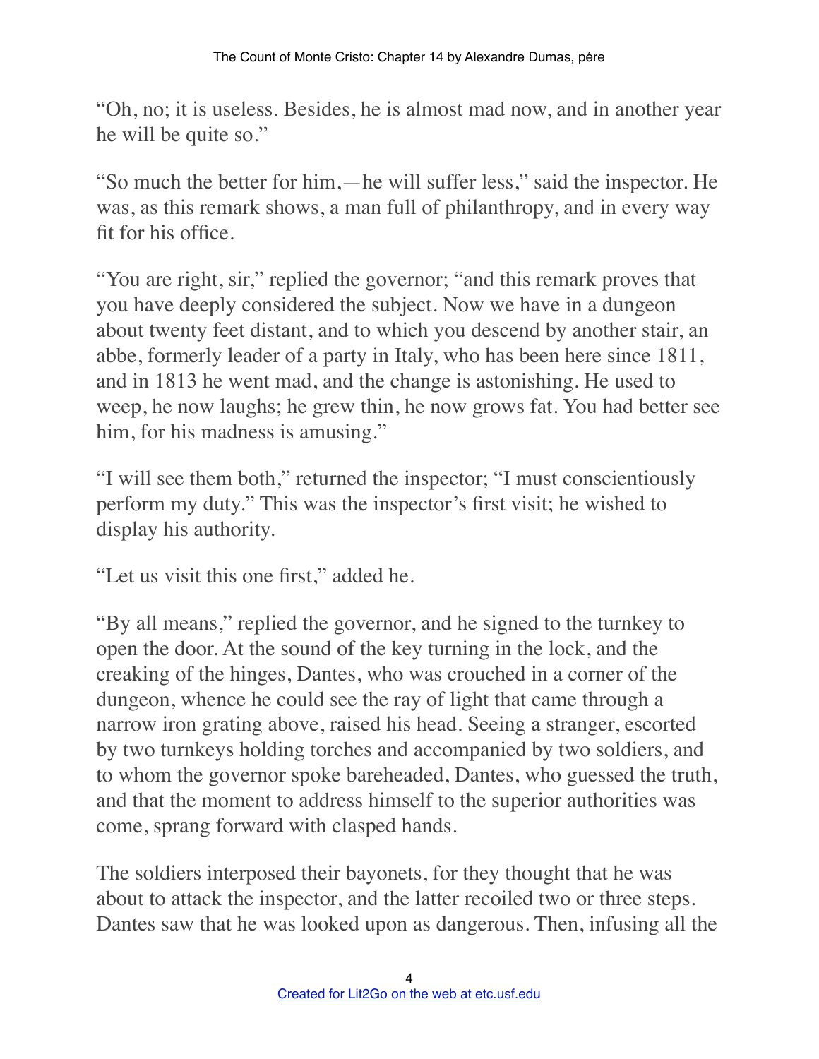"Oh, no; it is useless. Besides, he is almost mad now, and in another year he will be quite so."

"So much the better for him,—he will suffer less," said the inspector. He was, as this remark shows, a man full of philanthropy, and in every way fit for his office.

"You are right, sir," replied the governor; "and this remark proves that you have deeply considered the subject. Now we have in a dungeon about twenty feet distant, and to which you descend by another stair, an abbe, formerly leader of a party in Italy, who has been here since 1811, and in 1813 he went mad, and the change is astonishing. He used to weep, he now laughs; he grew thin, he now grows fat. You had better see him, for his madness is amusing."

"I will see them both," returned the inspector; "I must conscientiously perform my duty." This was the inspector's first visit; he wished to display his authority.

"Let us visit this one first," added he.

"By all means," replied the governor, and he signed to the turnkey to open the door. At the sound of the key turning in the lock, and the creaking of the hinges, Dantes, who was crouched in a corner of the dungeon, whence he could see the ray of light that came through a narrow iron grating above, raised his head. Seeing a stranger, escorted by two turnkeys holding torches and accompanied by two soldiers, and to whom the governor spoke bareheaded, Dantes, who guessed the truth, and that the moment to address himself to the superior authorities was come, sprang forward with clasped hands.

The soldiers interposed their bayonets, for they thought that he was about to attack the inspector, and the latter recoiled two or three steps. Dantes saw that he was looked upon as dangerous. Then, infusing all the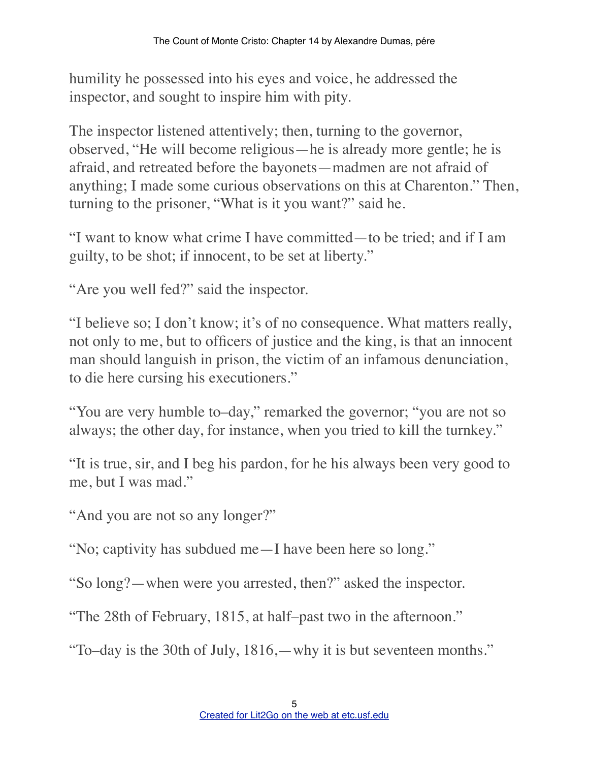humility he possessed into his eyes and voice, he addressed the inspector, and sought to inspire him with pity.

The inspector listened attentively; then, turning to the governor, observed, “He will become religious—he is already more gentle; he is afraid, and retreated before the bayonets—madmen are not afraid of anything; I made some curious observations on this at Charenton.” Then, turning to the prisoner, “What is it you want?” said he.

“I want to know what crime I have committed—to be tried; and if I am guilty, to be shot; if innocent, to be set at liberty.”

“Are you well fed?” said the inspector.

“I believe so; I don’t know; it’s of no consequence. What matters really, not only to me, but to officers of justice and the king, is that an innocent man should languish in prison, the victim of an infamous denunciation, to die here cursing his executioners.”

“You are very humble to–day,” remarked the governor; “you are not so always; the other day, for instance, when you tried to kill the turnkey.”

“It is true, sir, and I beg his pardon, for he his always been very good to me, but I was mad.”

“And you are not so any longer?”

“No; captivity has subdued me—I have been here so long.”

“So long?—when were you arrested, then?” asked the inspector.

“The 28th of February, 1815, at half–past two in the afternoon.”

“To–day is the 30th of July, 1816,—why it is but seventeen months.”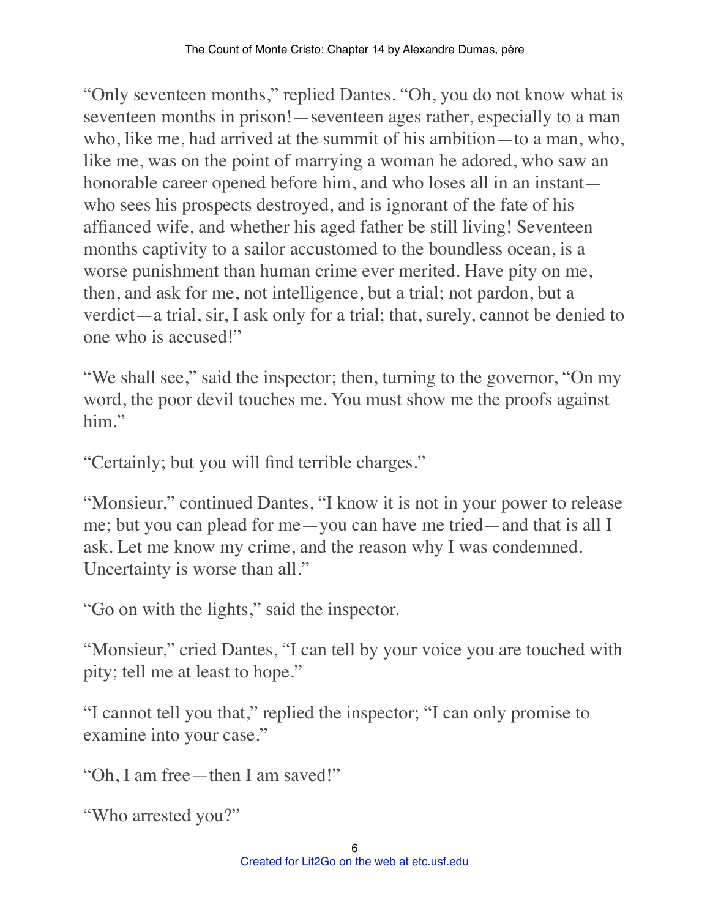"Only seventeen months," replied Dantes. "Oh, you do not know what is seventeen months in prison!—seventeen ages rather, especially to a man who, like me, had arrived at the summit of his ambition—to a man, who, like me, was on the point of marrying a woman he adored, who saw an honorable career opened before him, and who loses all in an instant—who sees his prospects destroyed, and is ignorant of the fate of his affianced wife, and whether his aged father be still living! Seventeen months captivity to a sailor accustomed to the boundless ocean, is a worse punishment than human crime ever merited. Have pity on me, then, and ask for me, not intelligence, but a trial; not pardon, but a verdict—a trial, sir, I ask only for a trial; that, surely, cannot be denied to one who is accused!"

"We shall see," said the inspector; then, turning to the governor, "On my word, the poor devil touches me. You must show me the proofs against him."

"Certainly; but you will find terrible charges."

"Monsieur," continued Dantes, "I know it is not in your power to release me; but you can plead for me—you can have me tried—and that is all I ask. Let me know my crime, and the reason why I was condemned. Uncertainty is worse than all."

"Go on with the lights," said the inspector.

"Monsieur," cried Dantes, "I can tell by your voice you are touched with pity; tell me at least to hope."

"I cannot tell you that," replied the inspector; "I can only promise to examine into your case."

"Oh, I am free—then I am saved!"

"Who arrested you?"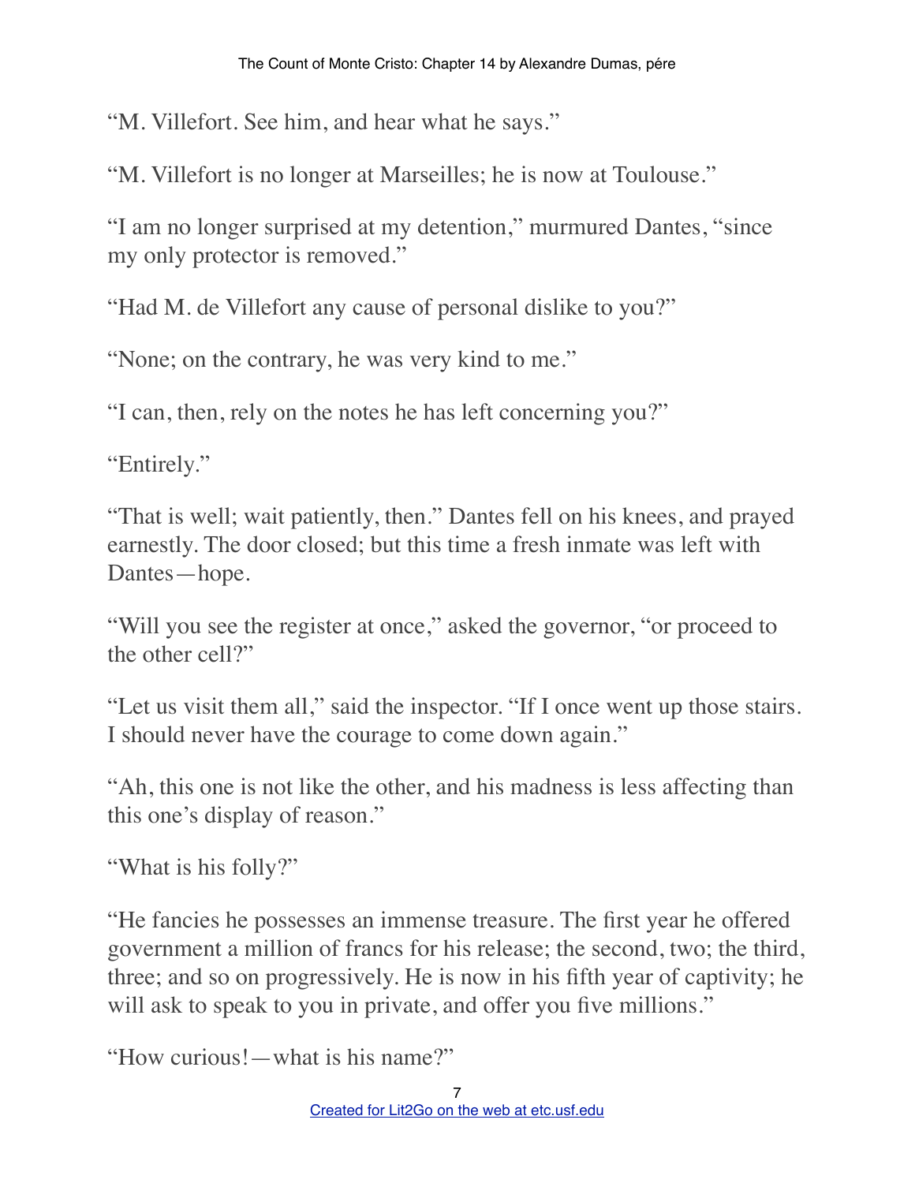"M. Villefort. See him, and hear what he says."

"M. Villefort is no longer at Marseilles; he is now at Toulouse."

"I am no longer surprised at my detention," murmured Dantes, "since my only protector is removed."

"Had M. de Villefort any cause of personal dislike to you?"

"None; on the contrary, he was very kind to me."

"I can, then, rely on the notes he has left concerning you?"

"Entirely."

"That is well; wait patiently, then." Dantes fell on his knees, and prayed earnestly. The door closed; but this time a fresh inmate was left with Dantes—hope.

"Will you see the register at once," asked the governor, "or proceed to the other cell?"

"Let us visit them all," said the inspector. "If I once went up those stairs. I should never have the courage to come down again."

"Ah, this one is not like the other, and his madness is less affecting than this one's display of reason."

"What is his folly?"

"He fancies he possesses an immense treasure. The first year he offered government a million of francs for his release; the second, two; the third, three; and so on progressively. He is now in his fifth year of captivity; he will ask to speak to you in private, and offer you five millions."

"How curious!—what is his name?"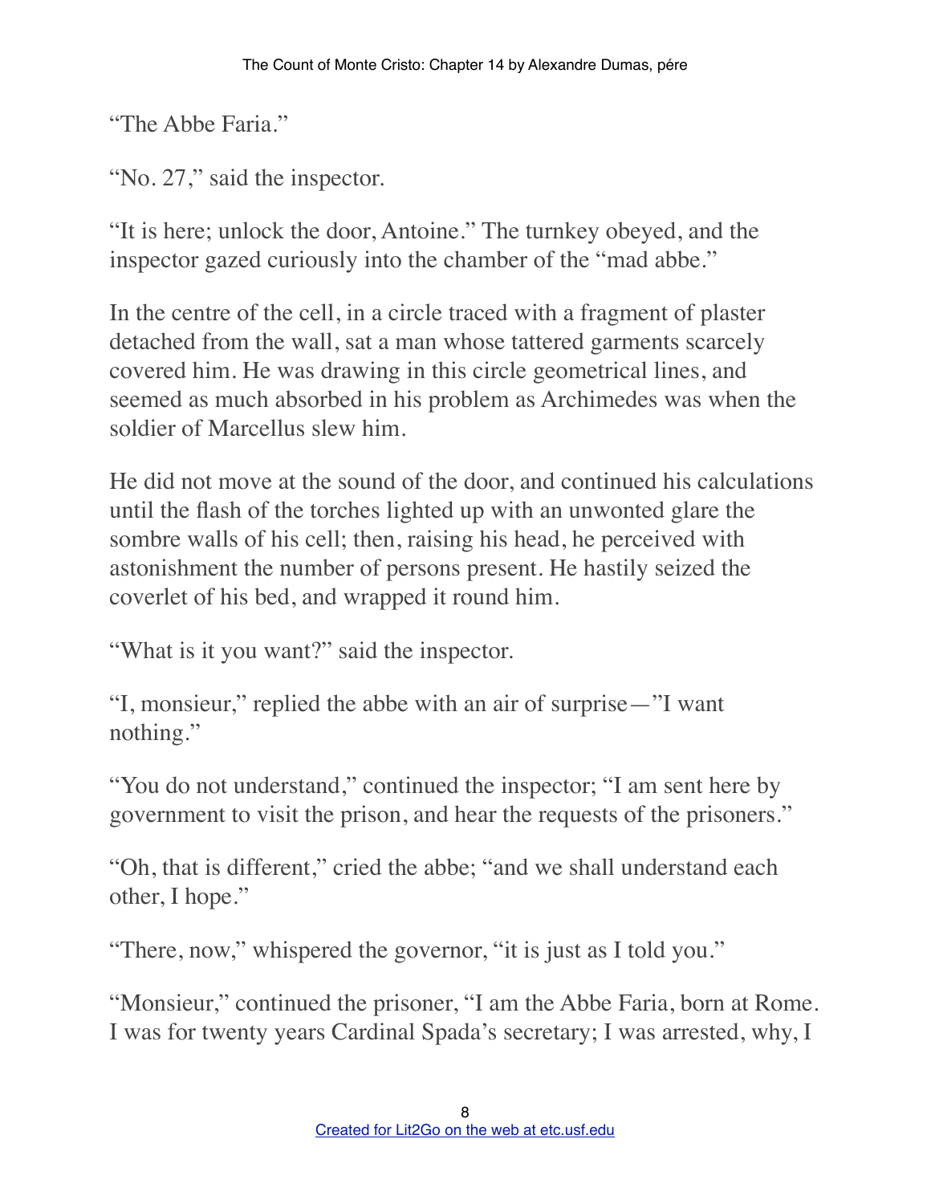"The Abbe Faria."

"No. 27," said the inspector.

"It is here; unlock the door, Antoine." The turnkey obeyed, and the inspector gazed curiously into the chamber of the "mad abbe."

In the centre of the cell, in a circle traced with a fragment of plaster detached from the wall, sat a man whose tattered garments scarcely covered him. He was drawing in this circle geometrical lines, and seemed as much absorbed in his problem as Archimedes was when the soldier of Marcellus slew him.

He did not move at the sound of the door, and continued his calculations until the flash of the torches lighted up with an unwonted glare the sombre walls of his cell; then, raising his head, he perceived with astonishment the number of persons present. He hastily seized the coverlet of his bed, and wrapped it round him.

"What is it you want?" said the inspector.

"I, monsieur," replied the abbe with an air of surprise—"I want nothing."

"You do not understand," continued the inspector; "I am sent here by government to visit the prison, and hear the requests of the prisoners."

"Oh, that is different," cried the abbe; "and we shall understand each other, I hope."

"There, now," whispered the governor, "it is just as I told you."

"Monsieur," continued the prisoner, "I am the Abbe Faria, born at Rome. I was for twenty years Cardinal Spada's secretary; I was arrested, why, I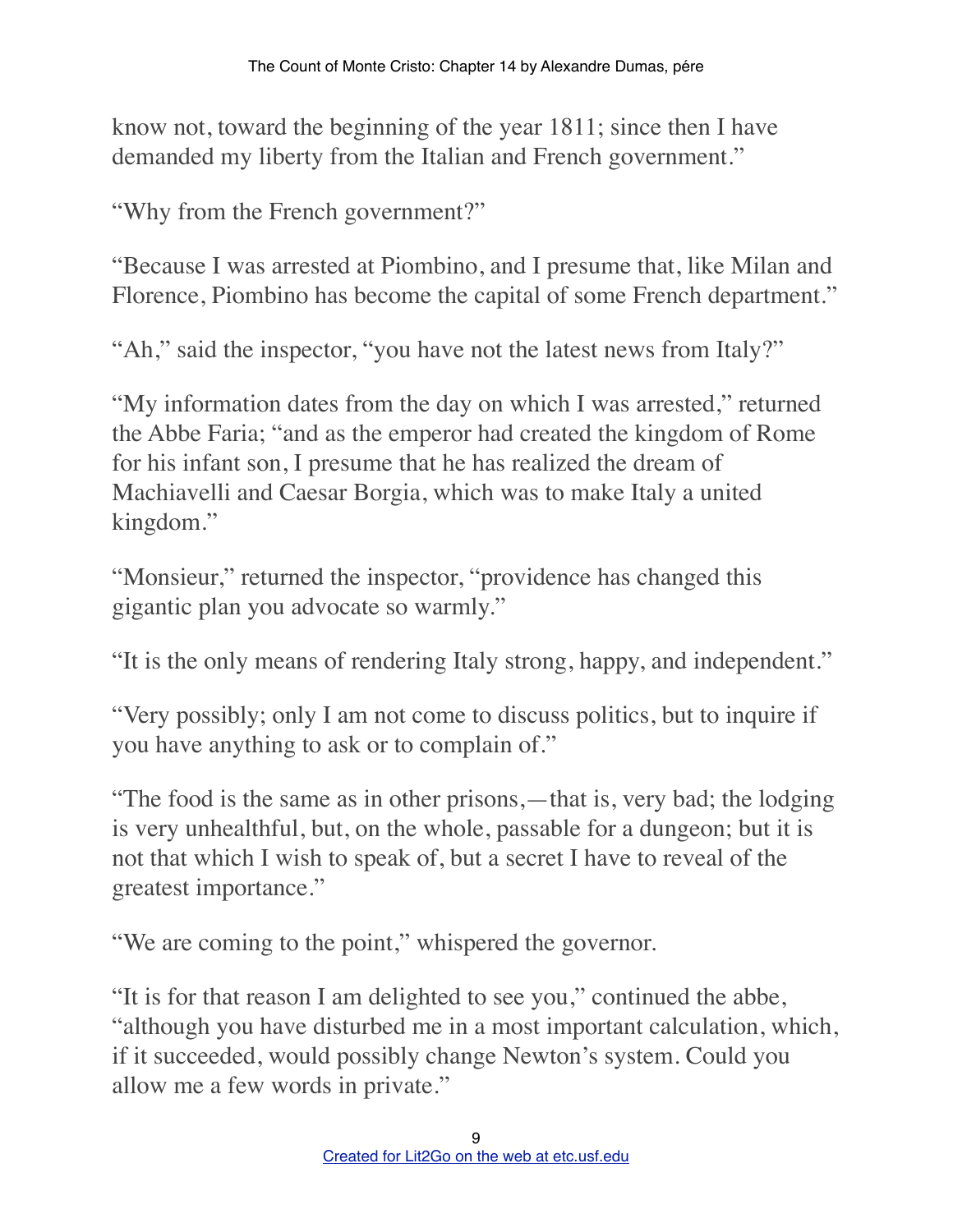know not, toward the beginning of the year 1811; since then I have demanded my liberty from the Italian and French government."

"Why from the French government?"

"Because I was arrested at Piombino, and I presume that, like Milan and Florence, Piombino has become the capital of some French department."

"Ah," said the inspector, "you have not the latest news from Italy?"

"My information dates from the day on which I was arrested," returned the Abbe Faria; "and as the emperor had created the kingdom of Rome for his infant son, I presume that he has realized the dream of Machiavelli and Caesar Borgia, which was to make Italy a united kingdom."

"Monsieur," returned the inspector, "providence has changed this gigantic plan you advocate so warmly."

"It is the only means of rendering Italy strong, happy, and independent."

"Very possibly; only I am not come to discuss politics, but to inquire if you have anything to ask or to complain of."

"The food is the same as in other prisons,—that is, very bad; the lodging is very unhealthful, but, on the whole, passable for a dungeon; but it is not that which I wish to speak of, but a secret I have to reveal of the greatest importance."

"We are coming to the point," whispered the governor.

"It is for that reason I am delighted to see you," continued the abbe, "although you have disturbed me in a most important calculation, which, if it succeeded, would possibly change Newton's system. Could you allow me a few words in private."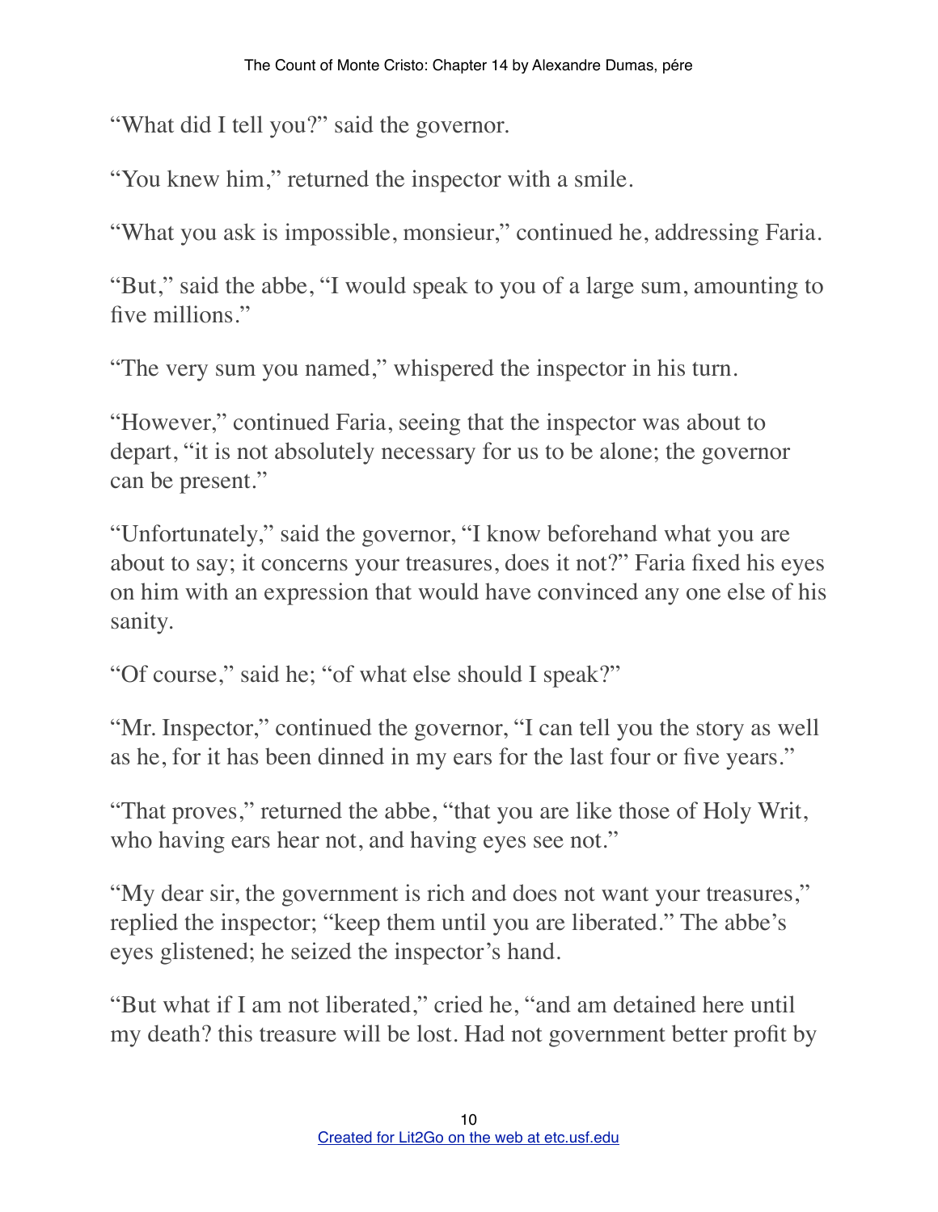"What did I tell you?" said the governor.

"You knew him," returned the inspector with a smile.

"What you ask is impossible, monsieur," continued he, addressing Faria.

"But," said the abbe, "I would speak to you of a large sum, amounting to five millions."

"The very sum you named," whispered the inspector in his turn.

"However," continued Faria, seeing that the inspector was about to depart, "it is not absolutely necessary for us to be alone; the governor can be present."

"Unfortunately," said the governor, "I know beforehand what you are about to say; it concerns your treasures, does it not?" Faria fixed his eyes on him with an expression that would have convinced any one else of his sanity.

"Of course," said he; "of what else should I speak?"

"Mr. Inspector," continued the governor, "I can tell you the story as well as he, for it has been dinned in my ears for the last four or five years."

"That proves," returned the abbe, "that you are like those of Holy Writ, who having ears hear not, and having eyes see not."

"My dear sir, the government is rich and does not want your treasures," replied the inspector; "keep them until you are liberated." The abbe's eyes glistened; he seized the inspector's hand.

"But what if I am not liberated," cried he, "and am detained here until my death? this treasure will be lost. Had not government better profit by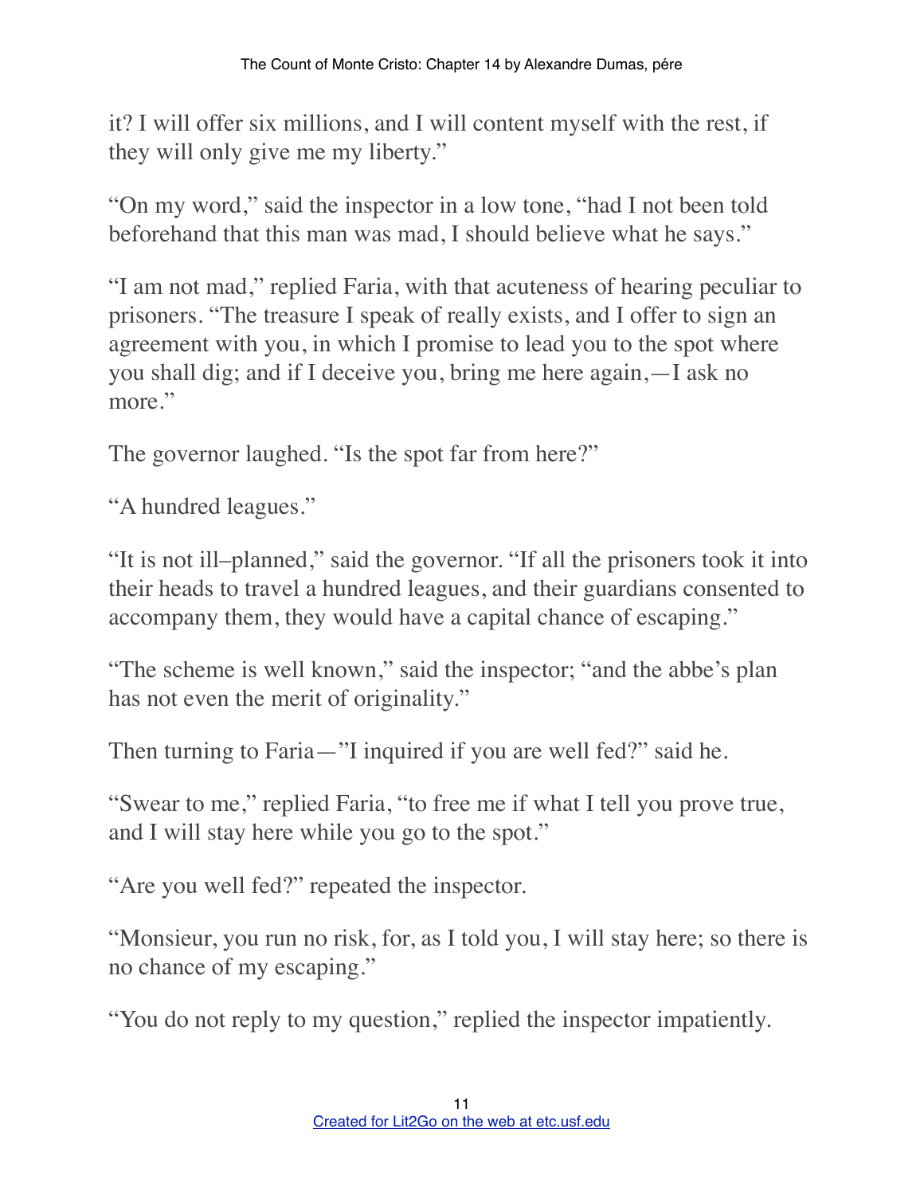it? I will offer six millions, and I will content myself with the rest, if they will only give me my liberty."

"On my word," said the inspector in a low tone, "had I not been told beforehand that this man was mad, I should believe what he says."

"I am not mad," replied Faria, with that acuteness of hearing peculiar to prisoners. "The treasure I speak of really exists, and I offer to sign an agreement with you, in which I promise to lead you to the spot where you shall dig; and if I deceive you, bring me here again,—I ask no more."

The governor laughed. "Is the spot far from here?"

"A hundred leagues."

"It is not ill–planned," said the governor. "If all the prisoners took it into their heads to travel a hundred leagues, and their guardians consented to accompany them, they would have a capital chance of escaping."

"The scheme is well known," said the inspector; "and the abbe's plan has not even the merit of originality."

Then turning to Faria—"I inquired if you are well fed?" said he.

"Swear to me," replied Faria, "to free me if what I tell you prove true, and I will stay here while you go to the spot."

"Are you well fed?" repeated the inspector.

"Monsieur, you run no risk, for, as I told you, I will stay here; so there is no chance of my escaping."

"You do not reply to my question," replied the inspector impatiently.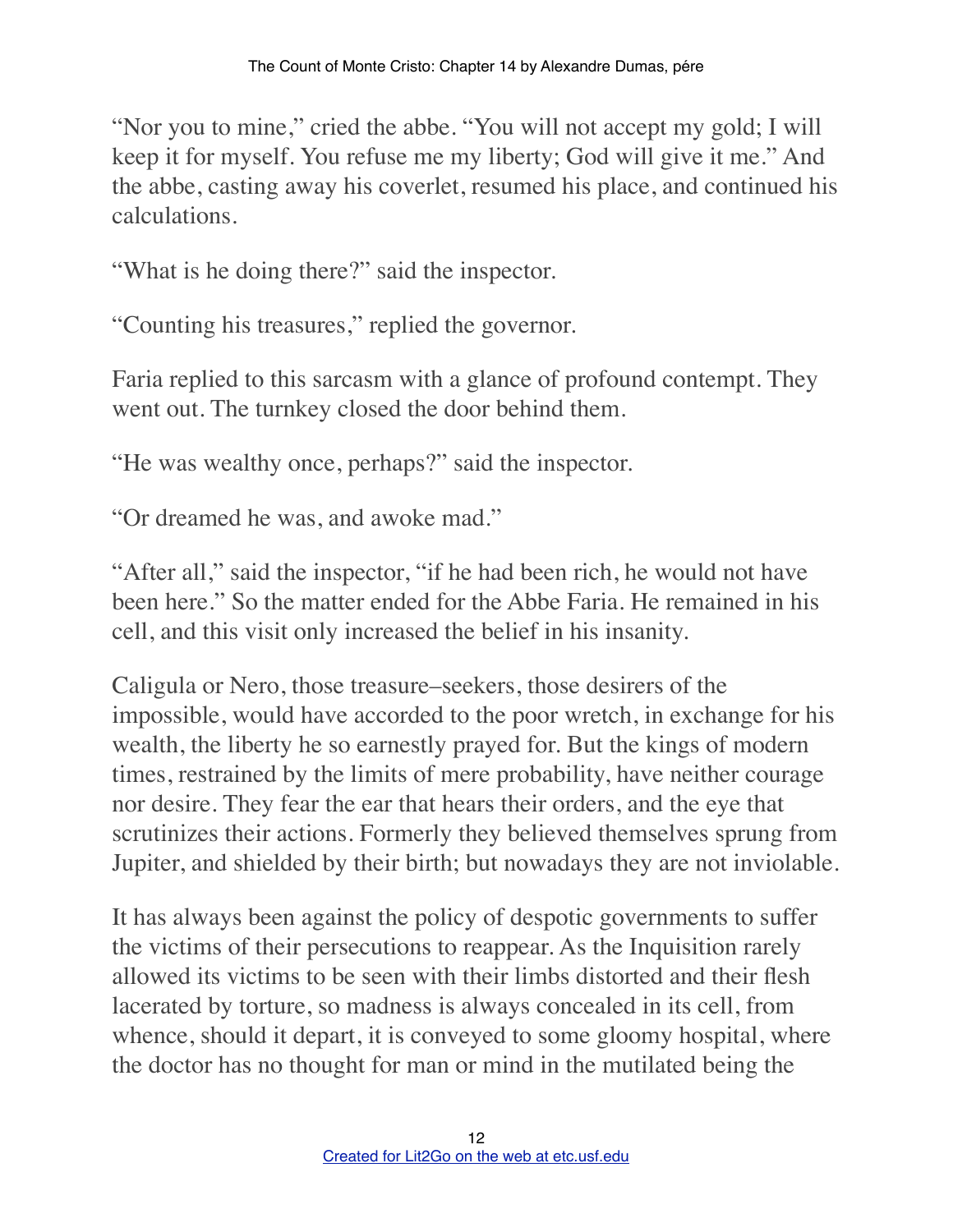“Nor you to mine,” cried the abbe. “You will not accept my gold; I will keep it for myself. You refuse me my liberty; God will give it me.” And the abbe, casting away his coverlet, resumed his place, and continued his calculations.

“What is he doing there?” said the inspector.

“Counting his treasures,” replied the governor.

Faria replied to this sarcasm with a glance of profound contempt. They went out. The turnkey closed the door behind them.

“He was wealthy once, perhaps?” said the inspector.

“Or dreamed he was, and awoke mad.”

“After all,” said the inspector, “if he had been rich, he would not have been here.” So the matter ended for the Abbe Faria. He remained in his cell, and this visit only increased the belief in his insanity.

Caligula or Nero, those treasure–seekers, those desirers of the impossible, would have accorded to the poor wretch, in exchange for his wealth, the liberty he so earnestly prayed for. But the kings of modern times, restrained by the limits of mere probability, have neither courage nor desire. They fear the ear that hears their orders, and the eye that scrutinizes their actions. Formerly they believed themselves sprung from Jupiter, and shielded by their birth; but nowadays they are not inviolable.

It has always been against the policy of despotic governments to suffer the victims of their persecutions to reappear. As the Inquisition rarely allowed its victims to be seen with their limbs distorted and their flesh lacerated by torture, so madness is always concealed in its cell, from whence, should it depart, it is conveyed to some gloomy hospital, where the doctor has no thought for man or mind in the mutilated being the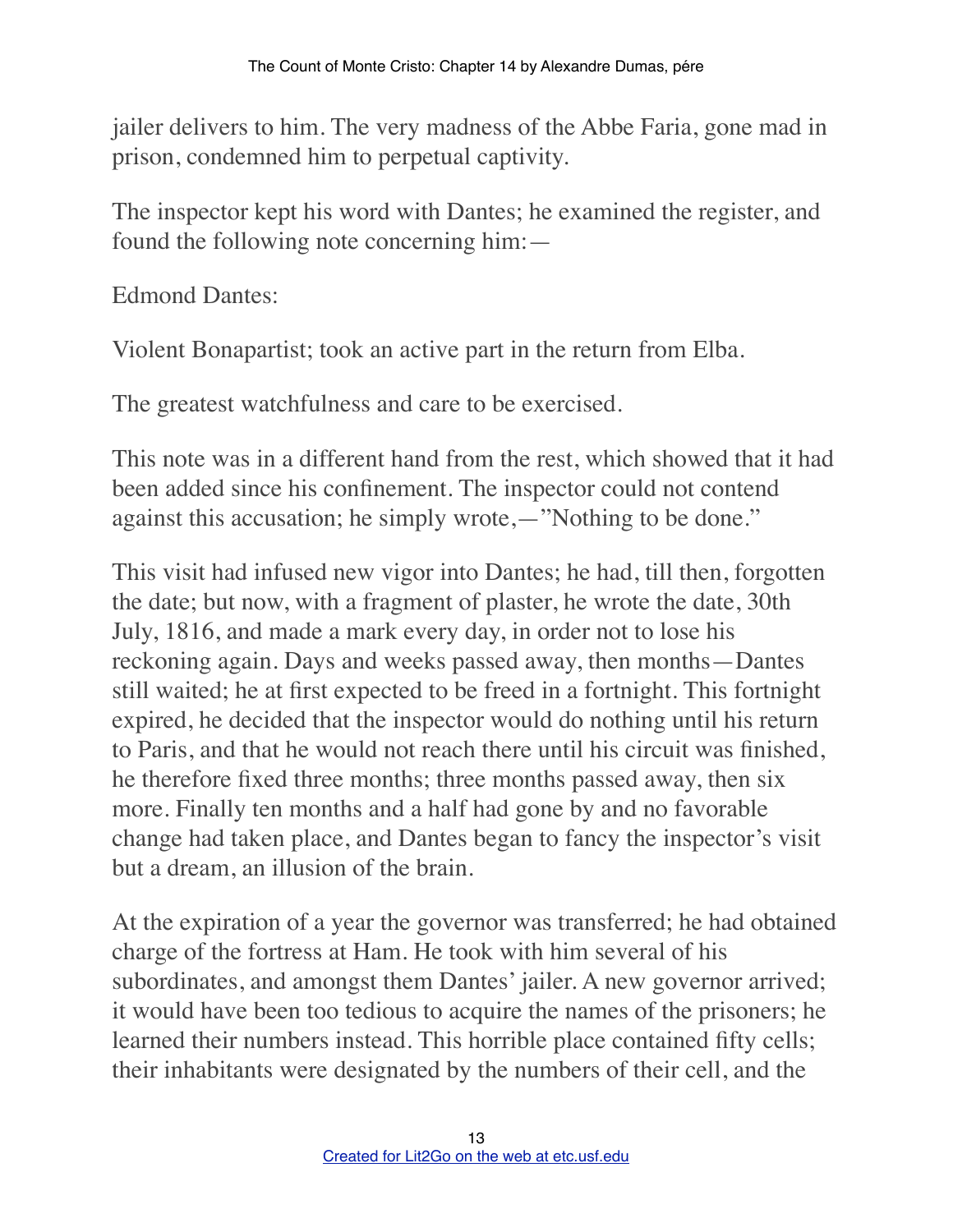jailer delivers to him. The very madness of the Abbe Faria, gone mad in prison, condemned him to perpetual captivity.

The inspector kept his word with Dantes; he examined the register, and found the following note concerning him:—

Edmond Dantes:

Violent Bonapartist; took an active part in the return from Elba.

The greatest watchfulness and care to be exercised.

This note was in a different hand from the rest, which showed that it had been added since his confinement. The inspector could not contend against this accusation; he simply wrote,—"Nothing to be done."

This visit had infused new vigor into Dantes; he had, till then, forgotten the date; but now, with a fragment of plaster, he wrote the date, 30th July, 1816, and made a mark every day, in order not to lose his reckoning again. Days and weeks passed away, then months—Dantes still waited; he at first expected to be freed in a fortnight. This fortnight expired, he decided that the inspector would do nothing until his return to Paris, and that he would not reach there until his circuit was finished, he therefore fixed three months; three months passed away, then six more. Finally ten months and a half had gone by and no favorable change had taken place, and Dantes began to fancy the inspector's visit but a dream, an illusion of the brain.

At the expiration of a year the governor was transferred; he had obtained charge of the fortress at Ham. He took with him several of his subordinates, and amongst them Dantes' jailer. A new governor arrived; it would have been too tedious to acquire the names of the prisoners; he learned their numbers instead. This horrible place contained fifty cells; their inhabitants were designated by the numbers of their cell, and the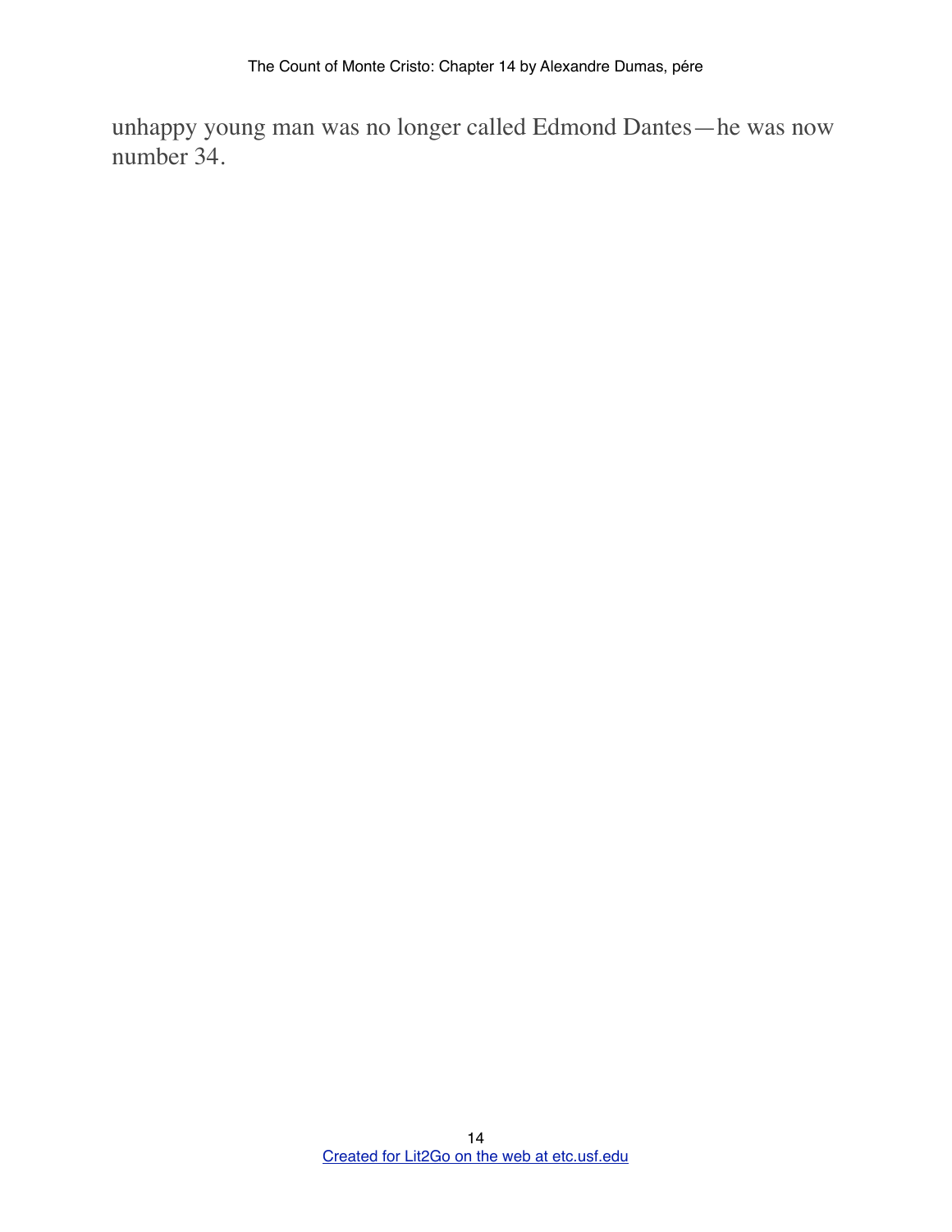unhappy young man was no longer called Edmond Dantes—he was now number 34.